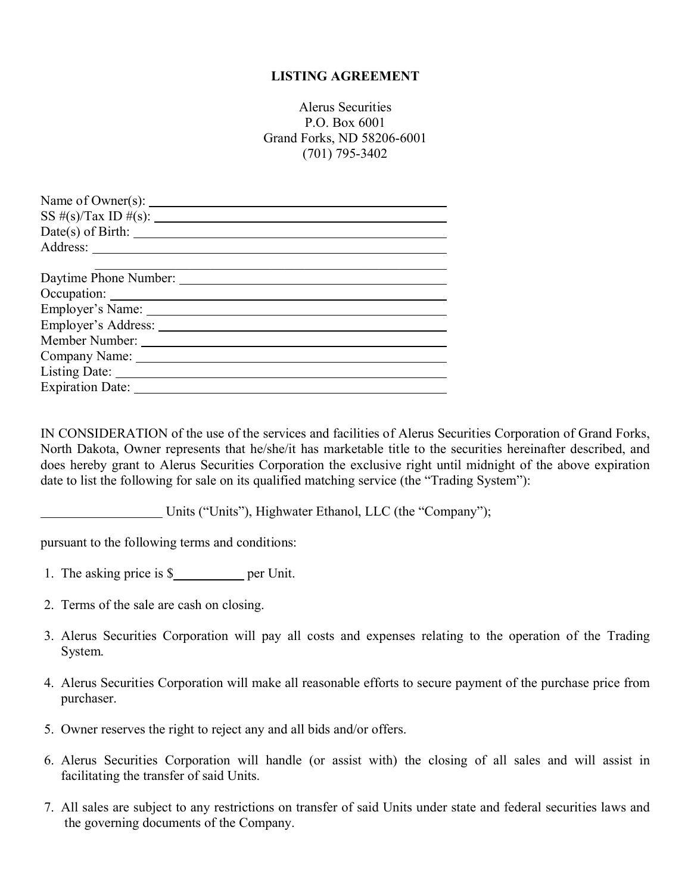# LISTING AGREEMENT

Alerus Securities
P.O. Box 6001
Grand Forks, ND 58206-6001
(701) 795-3402

Name of Owner(s): ______________________________
SS #(s)/Tax ID #(s): ______________________________
Date(s) of Birth: ______________________________
Address: ______________________________
______________________________
Daytime Phone Number: ______________________________
Occupation: ______________________________
Employer's Name: ______________________________
Employer's Address: ______________________________
Member Number: ______________________________
Company Name: ______________________________
Listing Date: ______________________________
Expiration Date: ______________________________

IN CONSIDERATION of the use of the services and facilities of Alerus Securities Corporation of Grand Forks, North Dakota, Owner represents that he/she/it has marketable title to the securities hereinafter described, and does hereby grant to Alerus Securities Corporation the exclusive right until midnight of the above expiration date to list the following for sale on its qualified matching service (the "Trading System"):

__________________ Units ("Units"), Highwater Ethanol, LLC (the "Company");

pursuant to the following terms and conditions:

1. The asking price is $__________ per Unit.
2. Terms of the sale are cash on closing.
3. Alerus Securities Corporation will pay all costs and expenses relating to the operation of the Trading System.
4. Alerus Securities Corporation will make all reasonable efforts to secure payment of the purchase price from purchaser.
5. Owner reserves the right to reject any and all bids and/or offers.
6. Alerus Securities Corporation will handle (or assist with) the closing of all sales and will assist in facilitating the transfer of said Units.
7. All sales are subject to any restrictions on transfer of said Units under state and federal securities laws and the governing documents of the Company.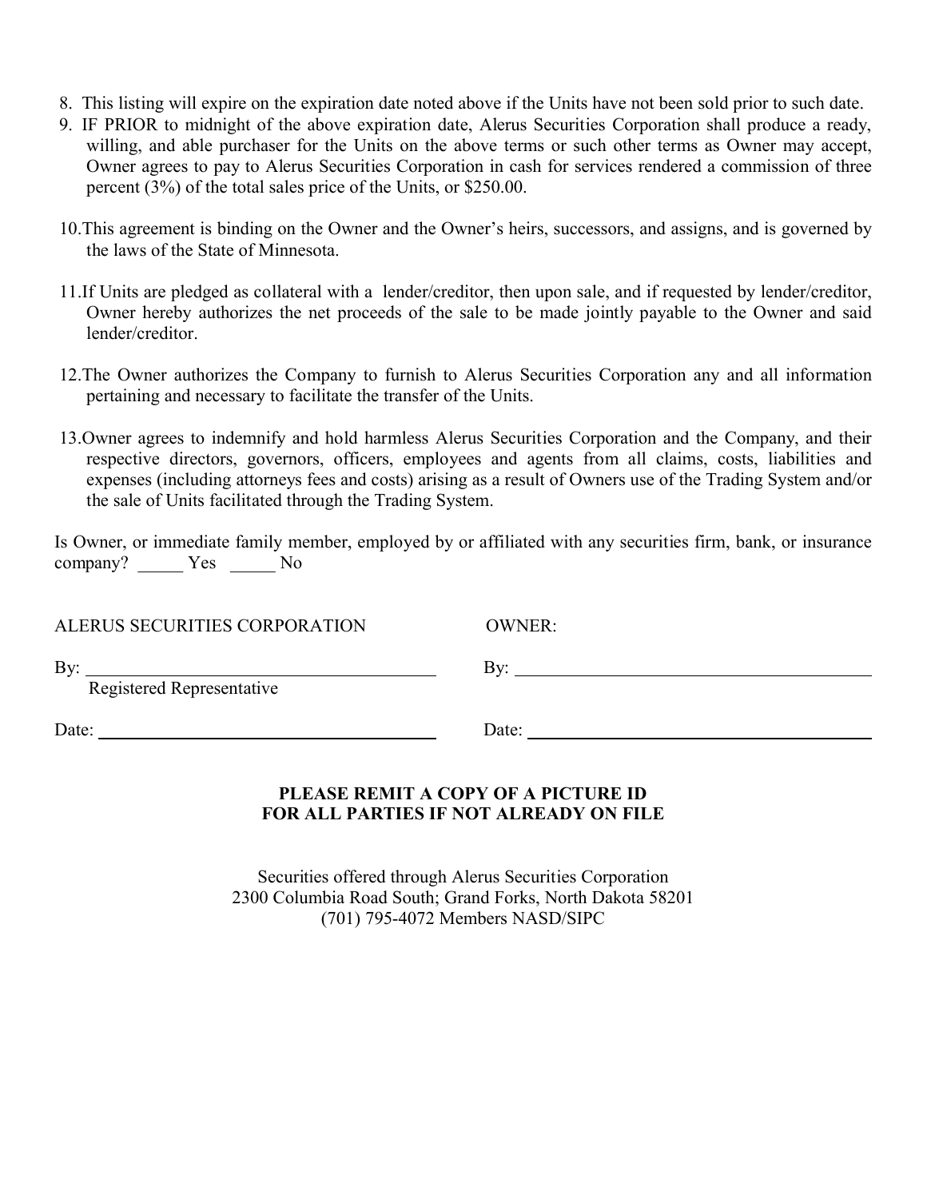8. This listing will expire on the expiration date noted above if the Units have not been sold prior to such date.
9. IF PRIOR to midnight of the above expiration date, Alerus Securities Corporation shall produce a ready, willing, and able purchaser for the Units on the above terms or such other terms as Owner may accept, Owner agrees to pay to Alerus Securities Corporation in cash for services rendered a commission of three percent (3%) of the total sales price of the Units, or $250.00.
10. This agreement is binding on the Owner and the Owner's heirs, successors, and assigns, and is governed by the laws of the State of Minnesota.
11. If Units are pledged as collateral with a lender/creditor, then upon sale, and if requested by lender/creditor, Owner hereby authorizes the net proceeds of the sale to be made jointly payable to the Owner and said lender/creditor.
12. The Owner authorizes the Company to furnish to Alerus Securities Corporation any and all information pertaining and necessary to facilitate the transfer of the Units.
13. Owner agrees to indemnify and hold harmless Alerus Securities Corporation and the Company, and their respective directors, governors, officers, employees and agents from all claims, costs, liabilities and expenses (including attorneys fees and costs) arising as a result of Owners use of the Trading System and/or the sale of Units facilitated through the Trading System.

Is Owner, or immediate family member, employed by or affiliated with any securities firm, bank, or insurance company? _____ Yes _____ No

ALERUS SECURITIES CORPORATION

By: ________________________________________
Registered Representative

Date: ________________________________________

OWNER:

By: ________________________________________

Date: ________________________________________

**PLEASE REMIT A COPY OF A PICTURE ID**
**FOR ALL PARTIES IF NOT ALREADY ON FILE**

Securities offered through Alerus Securities Corporation
2300 Columbia Road South; Grand Forks, North Dakota 58201
(701) 795-4072 Members NASD/SIPC